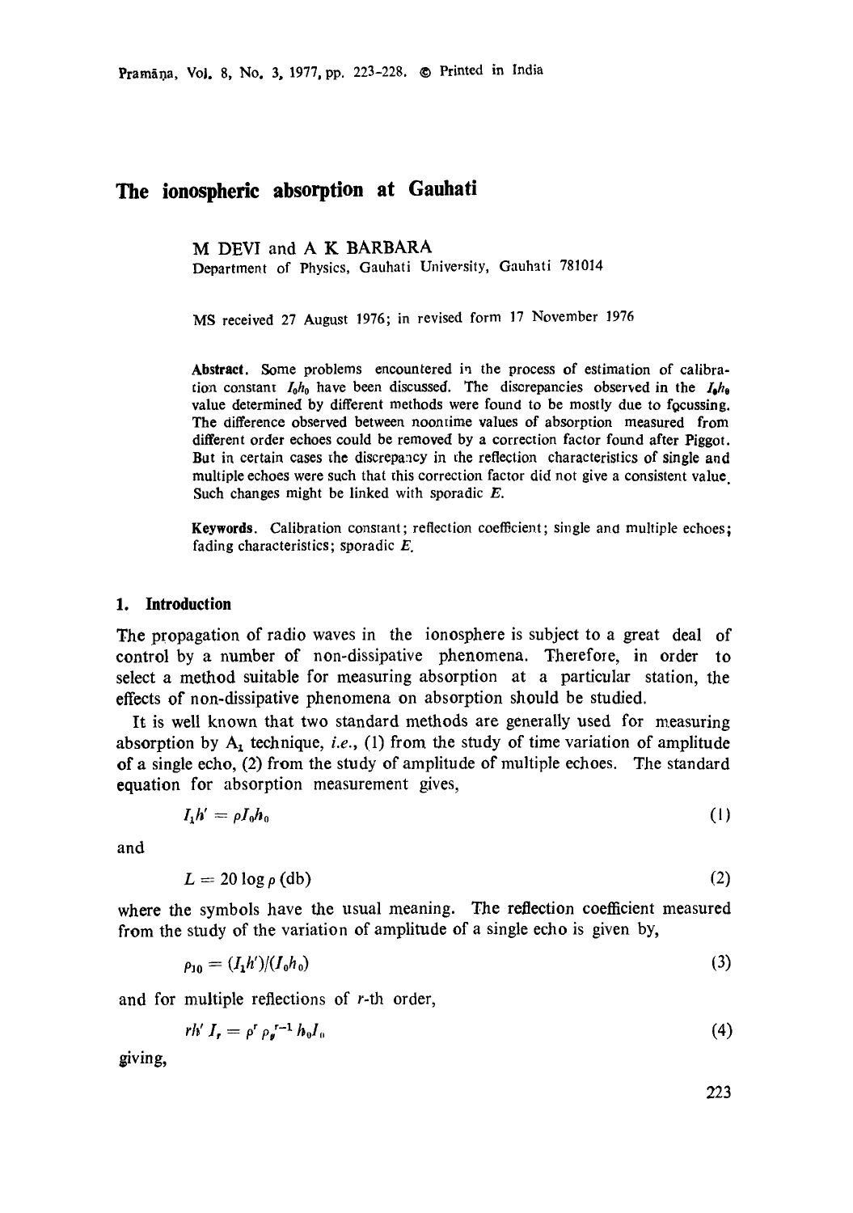# The ionospheric absorption at Gauhati

M DEVI and A K BARBARA

Department of Physics, Gauhati University, Gauhati 781014

MS received 27 August 1976; in revised form 17 November 1976

**Abstract.** Some problems encountered in the process of estimation of calibration constant $I_0h_0$ have been discussed. The discrepancies observed in the $I_0h_0$ value determined by different methods were found to be mostly due to focussing. The difference observed between noontime values of absorption measured from different order echoes could be removed by a correction factor found after Piggot. But in certain cases the discrepancy in the reflection characteristics of single and multiple echoes were such that this correction factor did not give a consistent value. Such changes might be linked with sporadic $E$.

**Keywords.** Calibration constant; reflection coefficient; single and multiple echoes; fading characteristics; sporadic $E$.

## 1. Introduction

The propagation of radio waves in the ionosphere is subject to a great deal of control by a number of non-dissipative phenomena. Therefore, in order to select a method suitable for measuring absorption at a particular station, the effects of non-dissipative phenomena on absorption should be studied.

It is well known that two standard methods are generally used for measuring absorption by $A_1$ technique, *i.e.*, (1) from the study of time variation of amplitude of a single echo, (2) from the study of amplitude of multiple echoes. The standard equation for absorption measurement gives,

$$I_1 h' = \rho I_0 h_0 \tag{1}$$

and

$$L = 20 \log \rho \text{ (db)} \tag{2}$$

where the symbols have the usual meaning. The reflection coefficient measured from the study of the variation of amplitude of a single echo is given by,

$$\rho_{10} = (I_1 h')/(I_0 h_0) \tag{3}$$

and for multiple reflections of $r$-th order,

$$r h' I_r = \rho^r \rho_g^{r-1} h_0 I_0 \tag{4}$$

giving,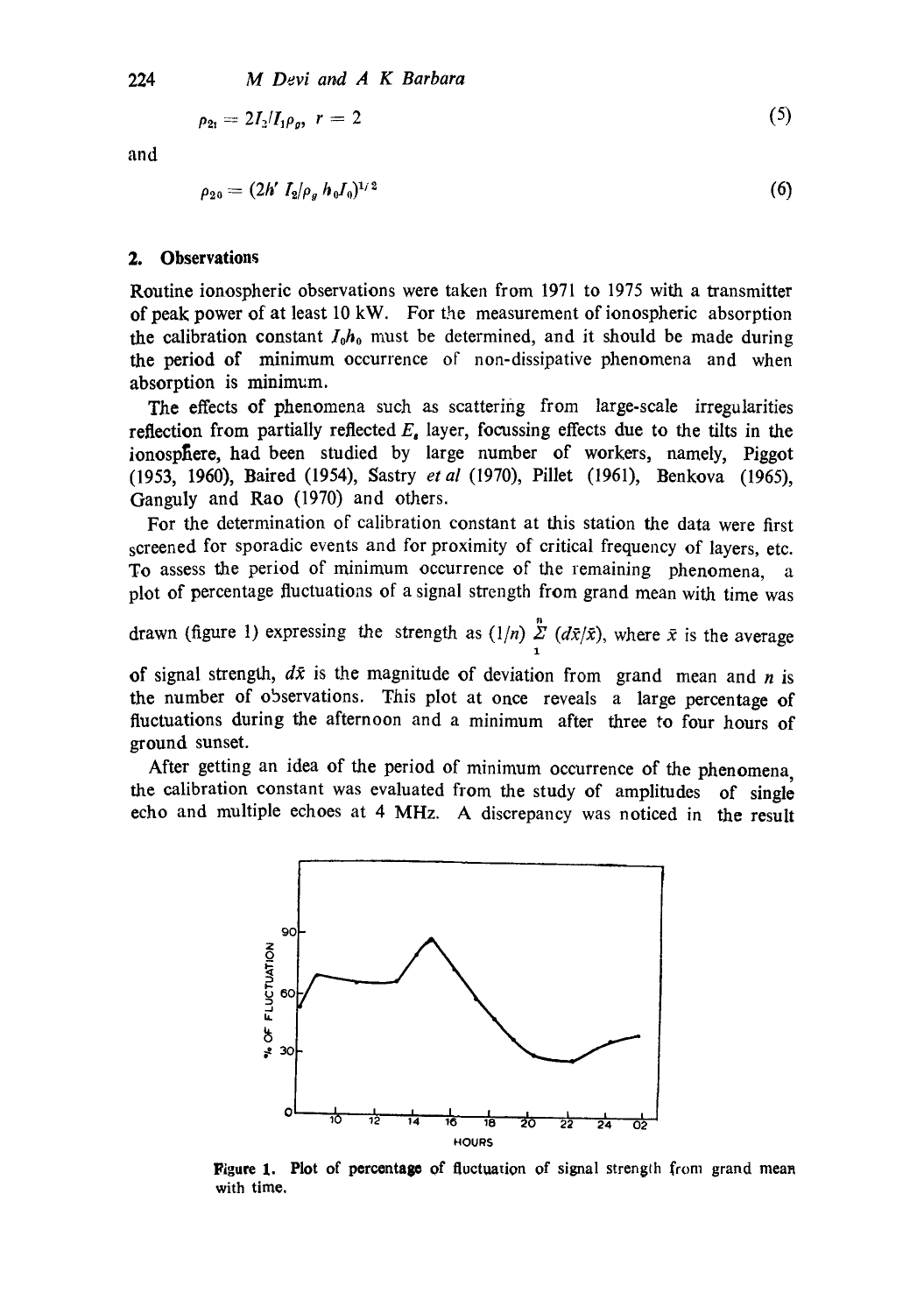$$\rho_{21} = 2I_2/I_1\rho_g, \; r = 2 \tag{5}$$

and

$$\rho_{20} = (2h' \, I_2/\rho_g \, h_0 I_0)^{1/2} \tag{6}$$

## 2. Observations

Routine ionospheric observations were taken from 1971 to 1975 with a transmitter of peak power of at least 10 kW. For the measurement of ionospheric absorption the calibration constant $I_0 h_0$ must be determined, and it should be made during the period of minimum occurrence of non-dissipative phenomena and when absorption is minimum.

The effects of phenomena such as scattering from large-scale irregularities reflection from partially reflected $E_s$ layer, focussing effects due to the tilts in the ionosphere, had been studied by large number of workers, namely, Piggot (1953, 1960), Baired (1954), Sastry *et al* (1970), Pillet (1961), Benkova (1965), Ganguly and Rao (1970) and others.

For the determination of calibration constant at this station the data were first screened for sporadic events and for proximity of critical frequency of layers, etc. To assess the period of minimum occurrence of the remaining phenomena, a plot of percentage fluctuations of a signal strength from grand mean with time was drawn (figure 1) expressing the strength as $(1/n) \sum_{1}^{n} (d\bar{x}/\bar{x})$, where $\bar{x}$ is the average of signal strength, $d\bar{x}$ is the magnitude of deviation from grand mean and $n$ is the number of observations. This plot at once reveals a large percentage of fluctuations during the afternoon and a minimum after three to four hours of ground sunset.

After getting an idea of the period of minimum occurrence of the phenomena, the calibration constant was evaluated from the study of amplitudes of single echo and multiple echoes at 4 MHz. A discrepancy was noticed in the result

Figure 1. Plot of percentage of fluctuation of signal strength from grand mean with time.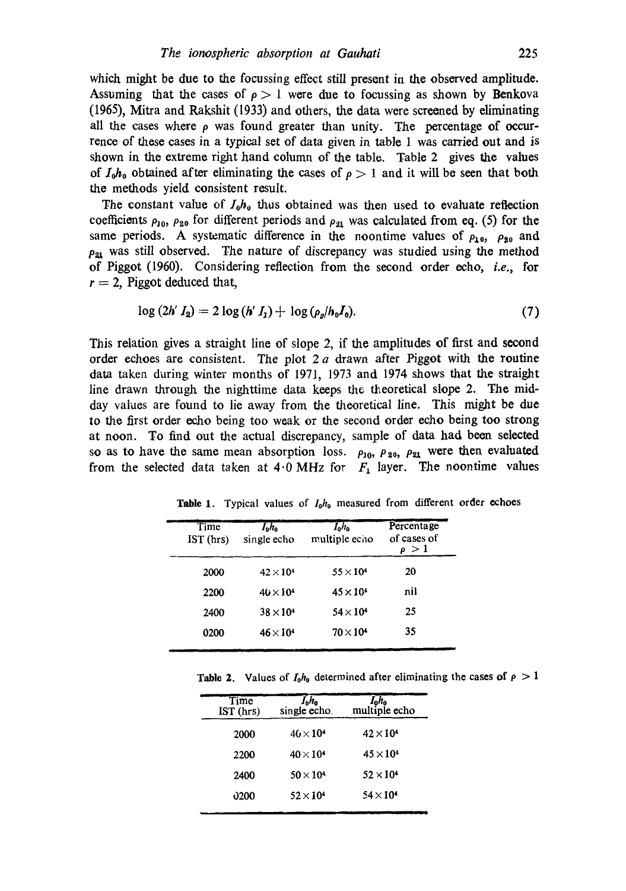which might be due to the focussing effect still present in the observed amplitude. Assuming that the cases of $\rho > 1$ were due to focussing as shown by Benkova (1965), Mitra and Rakshit (1933) and others, the data were screened by eliminating all the cases where $\rho$ was found greater than unity. The percentage of occurrence of these cases in a typical set of data given in table 1 was carried out and is shown in the extreme right hand column of the table. Table 2 gives the values of $I_0 h_0$ obtained after eliminating the cases of $\rho > 1$ and it will be seen that both the methods yield consistent result.

The constant value of $I_0 h_0$ thus obtained was then used to evaluate reflection coefficients $\rho_{10}$, $\rho_{20}$ for different periods and $\rho_{21}$ was calculated from eq. (5) for the same periods. A systematic difference in the noontime values of $\rho_{10}$, $\rho_{20}$ and $\rho_{21}$ was still observed. The nature of discrepancy was studied using the method of Piggot (1960). Considering reflection from the second order echo, *i.e.*, for $r = 2$, Piggot deduced that,

$$\log (2h' I_2) = 2 \log (h' I_1) + \log (\rho_g / h_0 I_0). \tag{7}$$

This relation gives a straight line of slope 2, if the amplitudes of first and second order echoes are consistent. The plot 2 *a* drawn after Piggot with the routine data taken during winter months of 1971, 1973 and 1974 shows that the straight line drawn through the nighttime data keeps the theoretical slope 2. The midday values are found to lie away from the theoretical line. This might be due to the first order echo being too weak or the second order echo being too strong at noon. To find out the actual discrepancy, sample of data had been selected so as to have the same mean absorption loss. $\rho_{10}$, $\rho_{20}$, $\rho_{21}$ were then evaluated from the selected data taken at 4·0 MHz for $F_1$ layer. The noontime values

**Table 1.** Typical values of $I_0 h_0$ measured from different order echoes

| Time IST (hrs) | $I_0 h_0$ single echo | $I_0 h_0$ multiple echo | Percentage of cases of $\rho > 1$ |
|---|---|---|---|
| 2000 | $42 \times 10^4$ | $55 \times 10^4$ | 20 |
| 2200 | $40 \times 10^4$ | $45 \times 10^4$ | nil |
| 2400 | $38 \times 10^4$ | $54 \times 10^4$ | 25 |
| 0200 | $46 \times 10^4$ | $70 \times 10^4$ | 35 |

**Table 2.** Values of $I_0 h_0$ determined after eliminating the cases of $\rho > 1$

| Time IST (hrs) | $I_0 h_0$ single echo | $I_0 h_0$ multiple echo |
|---|---|---|
| 2000 | $40 \times 10^4$ | $42 \times 10^4$ |
| 2200 | $40 \times 10^4$ | $45 \times 10^4$ |
| 2400 | $50 \times 10^4$ | $52 \times 10^4$ |
| 0200 | $52 \times 10^4$ | $54 \times 10^4$ |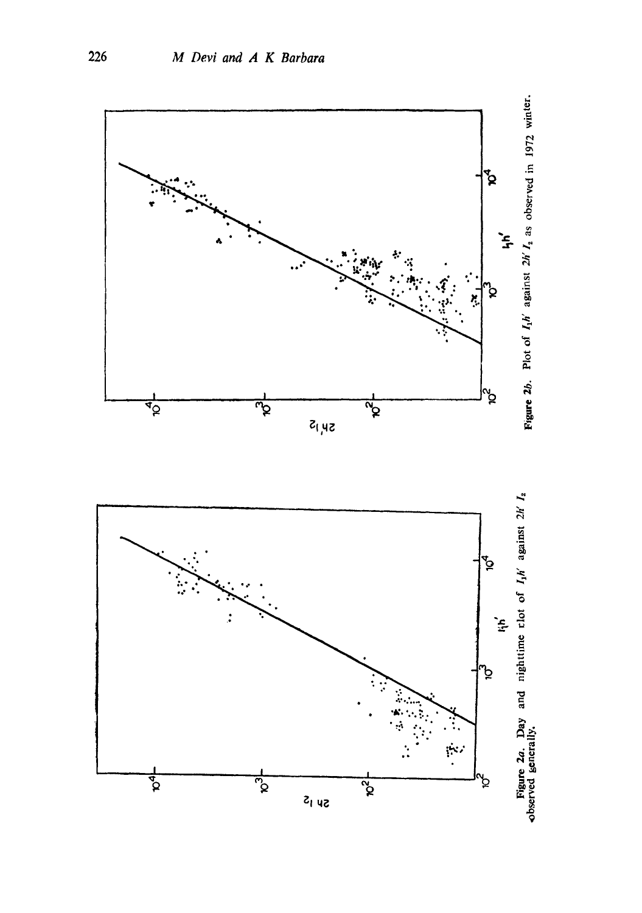**Figure 2a.** Day and nighttime plot of $I_1h'$ against $2h' I_2$ observed generally.

**Figure 2b.** Plot of $I_1h'$ against $2h' I_2$ as observed in 1972 winter.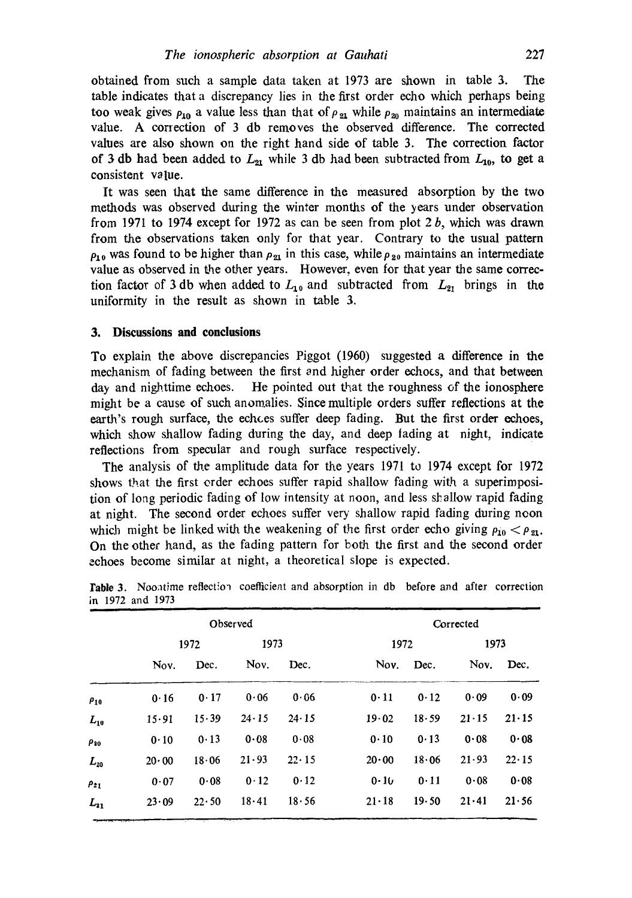obtained from such a sample data taken at 1973 are shown in table 3. The table indicates that a discrepancy lies in the first order echo which perhaps being too weak gives $\rho_{10}$ a value less than that of $\rho_{21}$ while $\rho_{20}$ maintains an intermediate value. A correction of 3 db removes the observed difference. The corrected values are also shown on the right hand side of table 3. The correction factor of 3 db had been added to $L_{21}$ while 3 db had been subtracted from $L_{10}$, to get a consistent value.

It was seen that the same difference in the measured absorption by the two methods was observed during the winter months of the years under observation from 1971 to 1974 except for 1972 as can be seen from plot 2 *b*, which was drawn from the observations taken only for that year. Contrary to the usual pattern $\rho_{10}$ was found to be higher than $\rho_{21}$ in this case, while $\rho_{20}$ maintains an intermediate value as observed in the other years. However, even for that year the same correction factor of 3 db when added to $L_{10}$ and subtracted from $L_{21}$ brings in the uniformity in the result as shown in table 3.

## 3. Discussions and conclusions

To explain the above discrepancies Piggot (1960) suggested a difference in the mechanism of fading between the first and higher order echoes, and that between day and nighttime echoes. He pointed out that the roughness of the ionosphere might be a cause of such anomalies. Since multiple orders suffer reflections at the earth's rough surface, the echoes suffer deep fading. But the first order echoes, which show shallow fading during the day, and deep fading at night, indicate reflections from specular and rough surface respectively.

The analysis of the amplitude data for the years 1971 to 1974 except for 1972 shows that the first order echoes suffer rapid shallow fading with a superimposition of long periodic fading of low intensity at noon, and less shallow rapid fading at night. The second order echoes suffer very shallow rapid fading during noon which might be linked with the weakening of the first order echo giving $\rho_{10} < \rho_{21}$. On the other hand, as the fading pattern for both the first and the second order echoes become similar at night, a theoretical slope is expected.

**Table 3.** Noontime reflection coefficient and absorption in db before and after correction in 1972 and 1973

| | Observed | | | | Corrected | | | |
|---|---|---|---|---|---|---|---|---|
| | 1972 | | 1973 | | 1972 | | 1973 | |
| | Nov. | Dec. | Nov. | Dec. | Nov. | Dec. | Nov. | Dec. |
| $\rho_{10}$ | 0·16 | 0·17 | 0·06 | 0·06 | 0·11 | 0·12 | 0·09 | 0·09 |
| $L_{10}$ | 15·91 | 15·39 | 24·15 | 24·15 | 19·02 | 18·59 | 21·15 | 21·15 |
| $\rho_{20}$ | 0·10 | 0·13 | 0·08 | 0·08 | 0·10 | 0·13 | 0·08 | 0·08 |
| $L_{20}$ | 20·00 | 18·06 | 21·93 | 22·15 | 20·00 | 18·06 | 21·93 | 22·15 |
| $\rho_{21}$ | 0·07 | 0·08 | 0·12 | 0·12 | 0·10 | 0·11 | 0·08 | 0·08 |
| $L_{21}$ | 23·09 | 22·50 | 18·41 | 18·56 | 21·18 | 19·50 | 21·41 | 21·56 |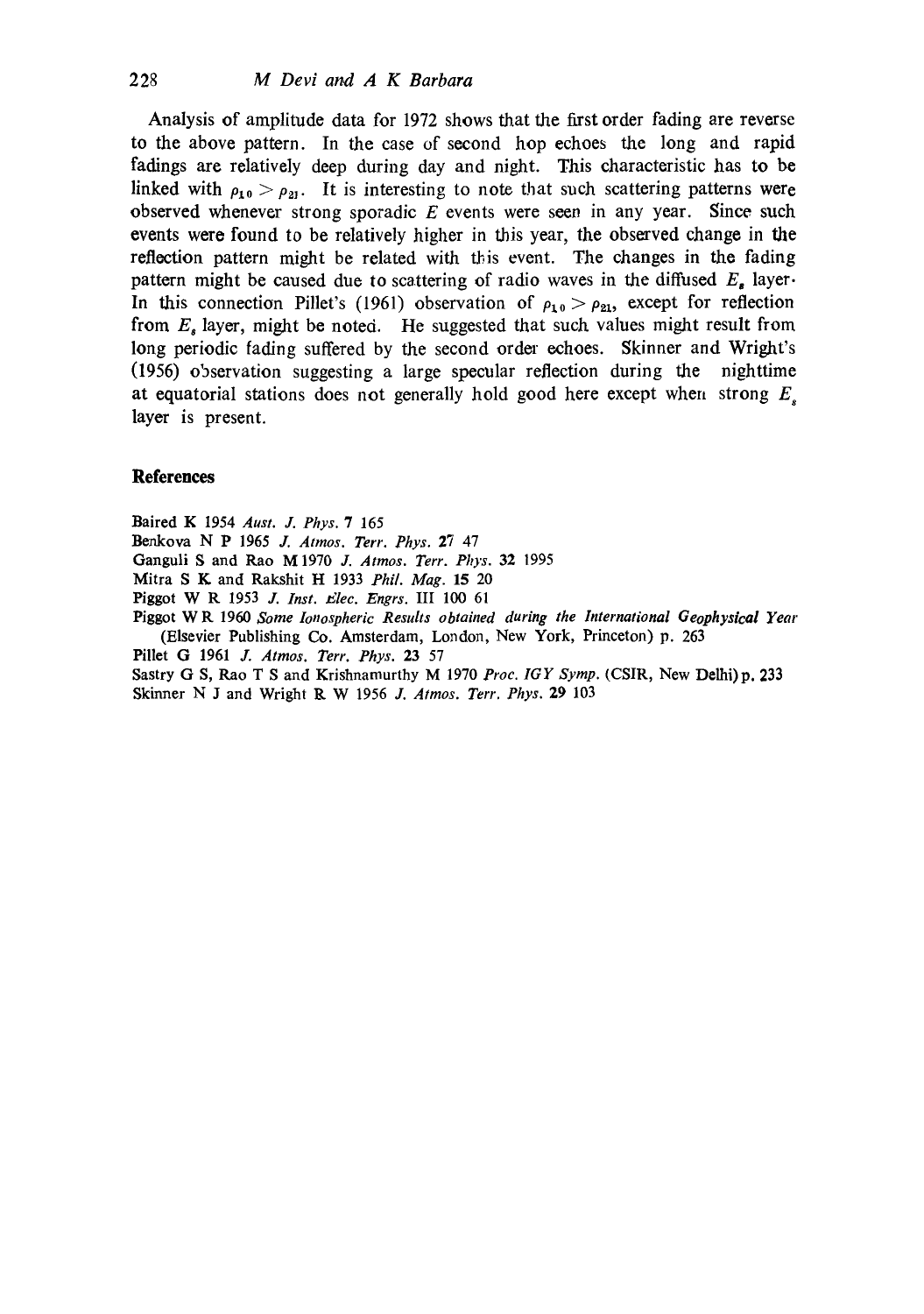Analysis of amplitude data for 1972 shows that the first order fading are reverse to the above pattern. In the case of second hop echoes the long and rapid fadings are relatively deep during day and night. This characteristic has to be linked with $\rho_{10} > \rho_{21}$. It is interesting to note that such scattering patterns were observed whenever strong sporadic $E$ events were seen in any year. Since such events were found to be relatively higher in this year, the observed change in the reflection pattern might be related with this event. The changes in the fading pattern might be caused due to scattering of radio waves in the diffused $E_s$ layer. In this connection Pillet's (1961) observation of $\rho_{10} > \rho_{21}$, except for reflection from $E_s$ layer, might be noted. He suggested that such values might result from long periodic fading suffered by the second order echoes. Skinner and Wright's (1956) observation suggesting a large specular reflection during the nighttime at equatorial stations does not generally hold good here except when strong $E_s$ layer is present.

## References

Baired K 1954 *Aust. J. Phys.* **7** 165

Benkova N P 1965 *J. Atmos. Terr. Phys.* **27** 47

Ganguli S and Rao M 1970 *J. Atmos. Terr. Phys.* **32** 1995

Mitra S K and Rakshit H 1933 *Phil. Mag.* **15** 20

Piggot W R 1953 *J. Inst. Elec. Engrs.* III **100** 61

Piggot W R 1960 *Some Ionospheric Results obtained during the International Geophysical Year* (Elsevier Publishing Co. Amsterdam, London, New York, Princeton) p. 263

Pillet G 1961 *J. Atmos. Terr. Phys.* **23** 57

Sastry G S, Rao T S and Krishnamurthy M 1970 *Proc. IGY Symp.* (CSIR, New Delhi) p. 233

Skinner N J and Wright R W 1956 *J. Atmos. Terr. Phys.* **29** 103